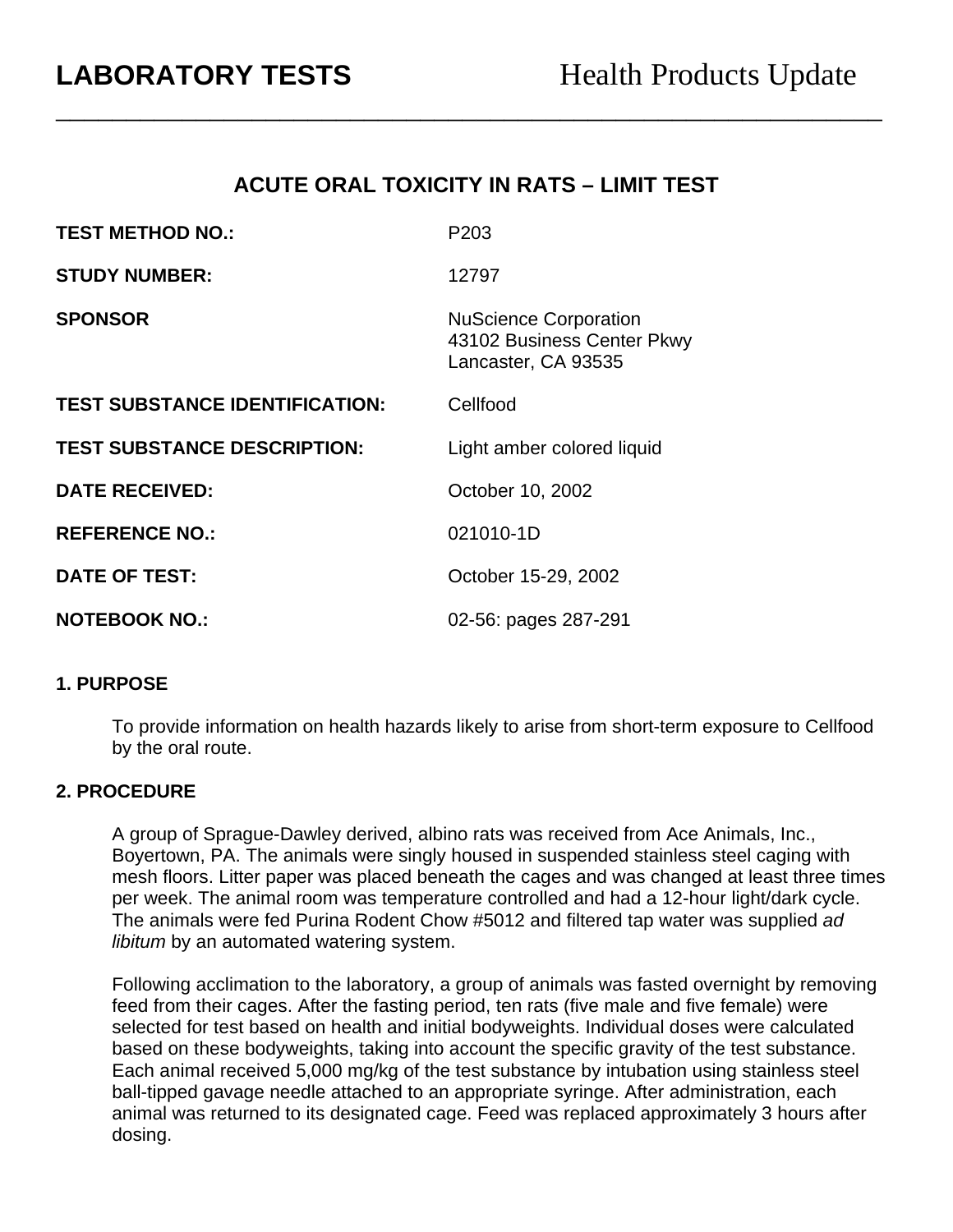**LABORATORY TESTS** Health Products Update

---

## ACUTE ORAL TOXICITY IN RATS – LIMIT TEST

| | |
|---|---|
| **TEST METHOD NO.:** | P203 |
| **STUDY NUMBER:** | 12797 |
| **SPONSOR** | NuScience Corporation<br>43102 Business Center Pkwy<br>Lancaster, CA 93535 |
| **TEST SUBSTANCE IDENTIFICATION:** | Cellfood |
| **TEST SUBSTANCE DESCRIPTION:** | Light amber colored liquid |
| **DATE RECEIVED:** | October 10, 2002 |
| **REFERENCE NO.:** | 021010-1D |
| **DATE OF TEST:** | October 15-29, 2002 |
| **NOTEBOOK NO.:** | 02-56: pages 287-291 |

### 1. PURPOSE

To provide information on health hazards likely to arise from short-term exposure to Cellfood by the oral route.

### 2. PROCEDURE

A group of Sprague-Dawley derived, albino rats was received from Ace Animals, Inc., Boyertown, PA. The animals were singly housed in suspended stainless steel caging with mesh floors. Litter paper was placed beneath the cages and was changed at least three times per week. The animal room was temperature controlled and had a 12-hour light/dark cycle. The animals were fed Purina Rodent Chow #5012 and filtered tap water was supplied *ad libitum* by an automated watering system.

Following acclimation to the laboratory, a group of animals was fasted overnight by removing feed from their cages. After the fasting period, ten rats (five male and five female) were selected for test based on health and initial bodyweights. Individual doses were calculated based on these bodyweights, taking into account the specific gravity of the test substance. Each animal received 5,000 mg/kg of the test substance by intubation using stainless steel ball-tipped gavage needle attached to an appropriate syringe. After administration, each animal was returned to its designated cage. Feed was replaced approximately 3 hours after dosing.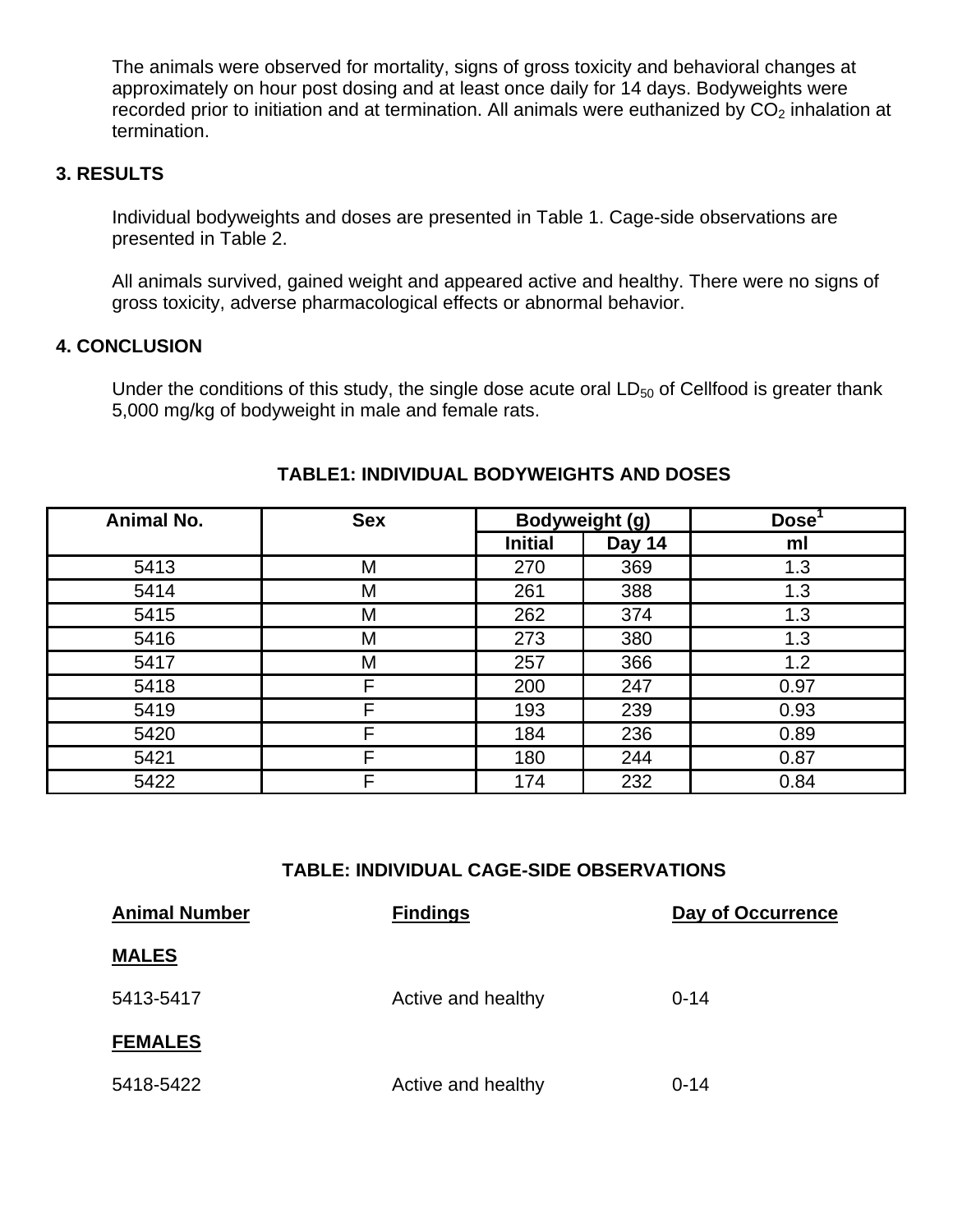The animals were observed for mortality, signs of gross toxicity and behavioral changes at approximately on hour post dosing and at least once daily for 14 days. Bodyweights were recorded prior to initiation and at termination. All animals were euthanized by $CO_2$ inhalation at termination.

## 3. RESULTS

Individual bodyweights and doses are presented in Table 1. Cage-side observations are presented in Table 2.

All animals survived, gained weight and appeared active and healthy. There were no signs of gross toxicity, adverse pharmacological effects or abnormal behavior.

## 4. CONCLUSION

Under the conditions of this study, the single dose acute oral $LD_{50}$ of Cellfood is greater thank 5,000 mg/kg of bodyweight in male and female rats.

### TABLE1: INDIVIDUAL BODYWEIGHTS AND DOSES

| Animal No. | Sex | Bodyweight (g) | | Dose[1] |
|---|---|---|---|---|
| | | Initial | Day 14 | ml |
| 5413 | M | 270 | 369 | 1.3 |
| 5414 | M | 261 | 388 | 1.3 |
| 5415 | M | 262 | 374 | 1.3 |
| 5416 | M | 273 | 380 | 1.3 |
| 5417 | M | 257 | 366 | 1.2 |
| 5418 | F | 200 | 247 | 0.97 |
| 5419 | F | 193 | 239 | 0.93 |
| 5420 | F | 184 | 236 | 0.89 |
| 5421 | F | 180 | 244 | 0.87 |
| 5422 | F | 174 | 232 | 0.84 |

### TABLE: INDIVIDUAL CAGE-SIDE OBSERVATIONS

| Animal Number | Findings | Day of Occurrence |
|---|---|---|
| **MALES** | | |
| 5413-5417 | Active and healthy | 0-14 |
| **FEMALES** | | |
| 5418-5422 | Active and healthy | 0-14 |